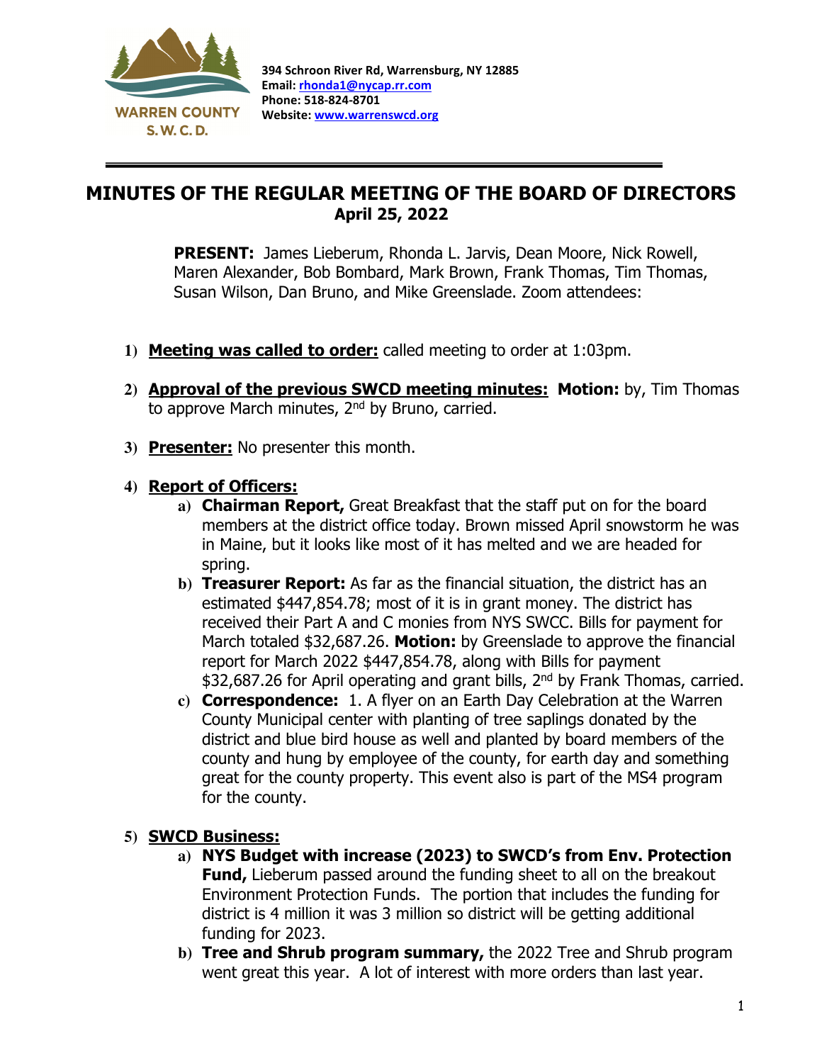WARREN COUNTY S. W. C. D.

**394 Schroon River Rd, Warrensburg, NY 12885**
**Email: rhonda1@nycap.rr.com**
**Phone: 518-824-8701**
**Website: www.warrenswcd.org**

---

# MINUTES OF THE REGULAR MEETING OF THE BOARD OF DIRECTORS
## April 25, 2022

**PRESENT:** James Lieberum, Rhonda L. Jarvis, Dean Moore, Nick Rowell, Maren Alexander, Bob Bombard, Mark Brown, Frank Thomas, Tim Thomas, Susan Wilson, Dan Bruno, and Mike Greenslade. Zoom attendees:

1) **Meeting was called to order:** called meeting to order at 1:03pm.

2) **Approval of the previous SWCD meeting minutes:** **Motion:** by, Tim Thomas to approve March minutes, 2nd by Bruno, carried.

3) **Presenter:** No presenter this month.

4) **Report of Officers:**
   a) **Chairman Report,** Great Breakfast that the staff put on for the board members at the district office today. Brown missed April snowstorm he was in Maine, but it looks like most of it has melted and we are headed for spring.
   b) **Treasurer Report:** As far as the financial situation, the district has an estimated $447,854.78; most of it is in grant money. The district has received their Part A and C monies from NYS SWCC. Bills for payment for March totaled $32,687.26. **Motion:** by Greenslade to approve the financial report for March 2022 $447,854.78, along with Bills for payment $32,687.26 for April operating and grant bills, 2nd by Frank Thomas, carried.
   c) **Correspondence:** 1. A flyer on an Earth Day Celebration at the Warren County Municipal center with planting of tree saplings donated by the district and blue bird house as well and planted by board members of the county and hung by employee of the county, for earth day and something great for the county property. This event also is part of the MS4 program for the county.

5) **SWCD Business:**
   a) **NYS Budget with increase (2023) to SWCD's from Env. Protection Fund,** Lieberum passed around the funding sheet to all on the breakout Environment Protection Funds. The portion that includes the funding for district is 4 million it was 3 million so district will be getting additional funding for 2023.
   b) **Tree and Shrub program summary,** the 2022 Tree and Shrub program went great this year. A lot of interest with more orders than last year.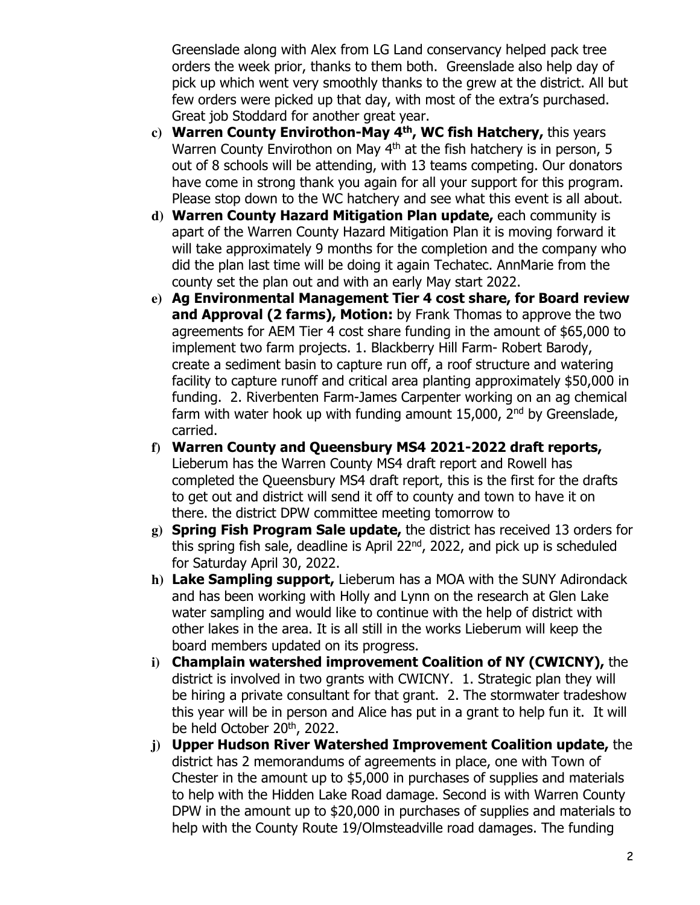Greenslade along with Alex from LG Land conservancy helped pack tree orders the week prior, thanks to them both. Greenslade also help day of pick up which went very smoothly thanks to the grew at the district. All but few orders were picked up that day, with most of the extra's purchased. Great job Stoddard for another great year.

c) **Warren County Envirothon-May 4th, WC fish Hatchery,** this years Warren County Envirothon on May 4th at the fish hatchery is in person, 5 out of 8 schools will be attending, with 13 teams competing. Our donators have come in strong thank you again for all your support for this program. Please stop down to the WC hatchery and see what this event is all about.

d) **Warren County Hazard Mitigation Plan update,** each community is apart of the Warren County Hazard Mitigation Plan it is moving forward it will take approximately 9 months for the completion and the company who did the plan last time will be doing it again Techatec. AnnMarie from the county set the plan out and with an early May start 2022.

e) **Ag Environmental Management Tier 4 cost share, for Board review and Approval (2 farms), Motion:** by Frank Thomas to approve the two agreements for AEM Tier 4 cost share funding in the amount of $65,000 to implement two farm projects. 1. Blackberry Hill Farm- Robert Barody, create a sediment basin to capture run off, a roof structure and watering facility to capture runoff and critical area planting approximately $50,000 in funding. 2. Riverbenten Farm-James Carpenter working on an ag chemical farm with water hook up with funding amount 15,000, 2nd by Greenslade, carried.

f) **Warren County and Queensbury MS4 2021-2022 draft reports,** Lieberum has the Warren County MS4 draft report and Rowell has completed the Queensbury MS4 draft report, this is the first for the drafts to get out and district will send it off to county and town to have it on there. the district DPW committee meeting tomorrow to

g) **Spring Fish Program Sale update,** the district has received 13 orders for this spring fish sale, deadline is April 22nd, 2022, and pick up is scheduled for Saturday April 30, 2022.

h) **Lake Sampling support,** Lieberum has a MOA with the SUNY Adirondack and has been working with Holly and Lynn on the research at Glen Lake water sampling and would like to continue with the help of district with other lakes in the area. It is all still in the works Lieberum will keep the board members updated on its progress.

i) **Champlain watershed improvement Coalition of NY (CWICNY),** the district is involved in two grants with CWICNY. 1. Strategic plan they will be hiring a private consultant for that grant. 2. The stormwater tradeshow this year will be in person and Alice has put in a grant to help fun it. It will be held October 20th, 2022.

j) **Upper Hudson River Watershed Improvement Coalition update,** the district has 2 memorandums of agreements in place, one with Town of Chester in the amount up to $5,000 in purchases of supplies and materials to help with the Hidden Lake Road damage. Second is with Warren County DPW in the amount up to $20,000 in purchases of supplies and materials to help with the County Route 19/Olmsteadville road damages. The funding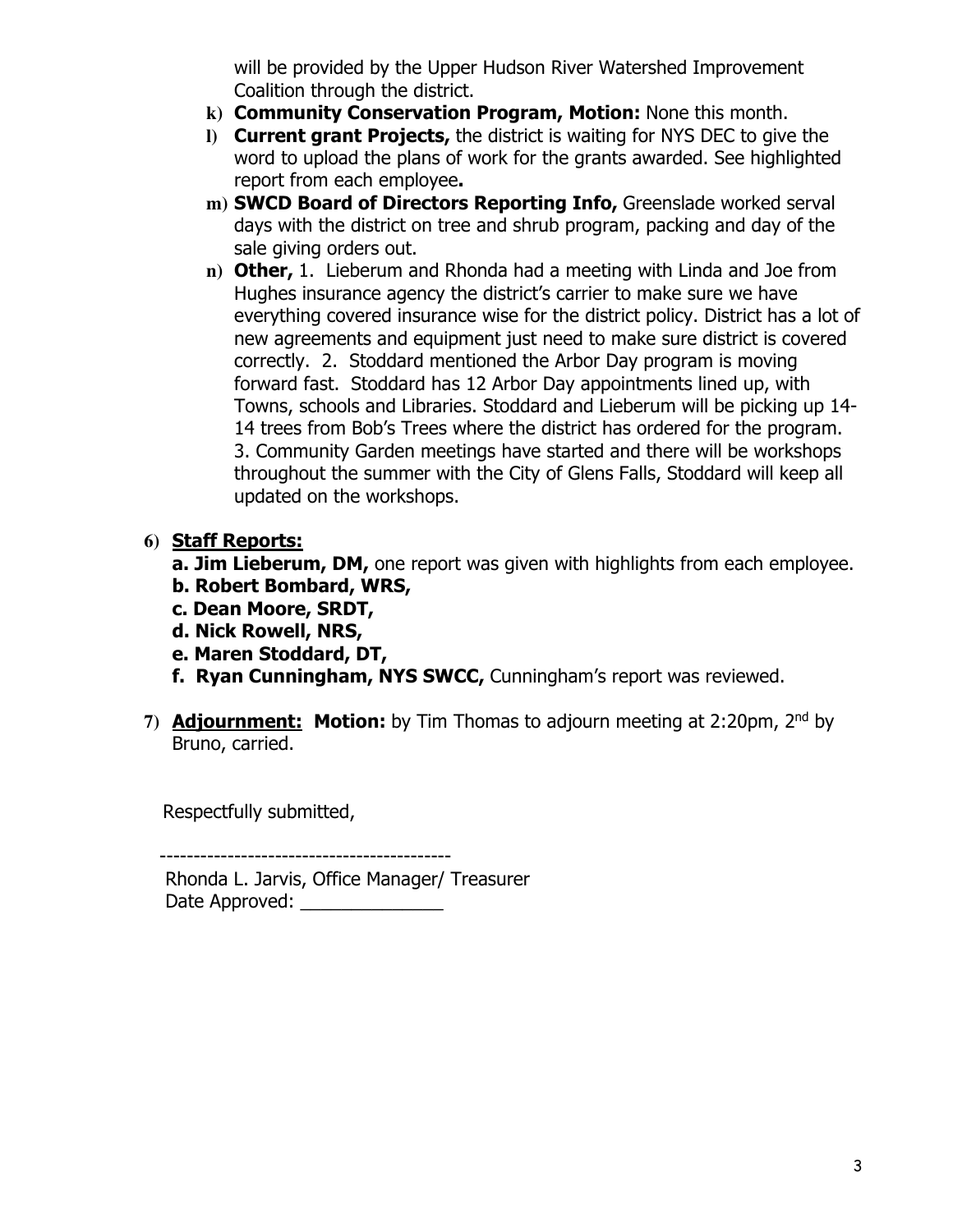will be provided by the Upper Hudson River Watershed Improvement Coalition through the district.

- k) **Community Conservation Program, Motion:** None this month.
- l) **Current grant Projects,** the district is waiting for NYS DEC to give the word to upload the plans of work for the grants awarded. See highlighted report from each employee**.**
- m) **SWCD Board of Directors Reporting Info,** Greenslade worked serval days with the district on tree and shrub program, packing and day of the sale giving orders out.
- n) **Other,** 1. Lieberum and Rhonda had a meeting with Linda and Joe from Hughes insurance agency the district's carrier to make sure we have everything covered insurance wise for the district policy. District has a lot of new agreements and equipment just need to make sure district is covered correctly. 2. Stoddard mentioned the Arbor Day program is moving forward fast. Stoddard has 12 Arbor Day appointments lined up, with Towns, schools and Libraries. Stoddard and Lieberum will be picking up 14-14 trees from Bob's Trees where the district has ordered for the program. 3. Community Garden meetings have started and there will be workshops throughout the summer with the City of Glens Falls, Stoddard will keep all updated on the workshops.

6) **Staff Reports:**

- **a. Jim Lieberum, DM,** one report was given with highlights from each employee.
- **b. Robert Bombard, WRS,**
- **c. Dean Moore, SRDT,**
- **d. Nick Rowell, NRS,**
- **e. Maren Stoddard, DT,**
- **f. Ryan Cunningham, NYS SWCC,** Cunningham's report was reviewed.

7) **Adjournment: Motion:** by Tim Thomas to adjourn meeting at 2:20pm, 2nd by Bruno, carried.

Respectfully submitted,

-------------------------------------------

Rhonda L. Jarvis, Office Manager/ Treasurer
Date Approved: ______________